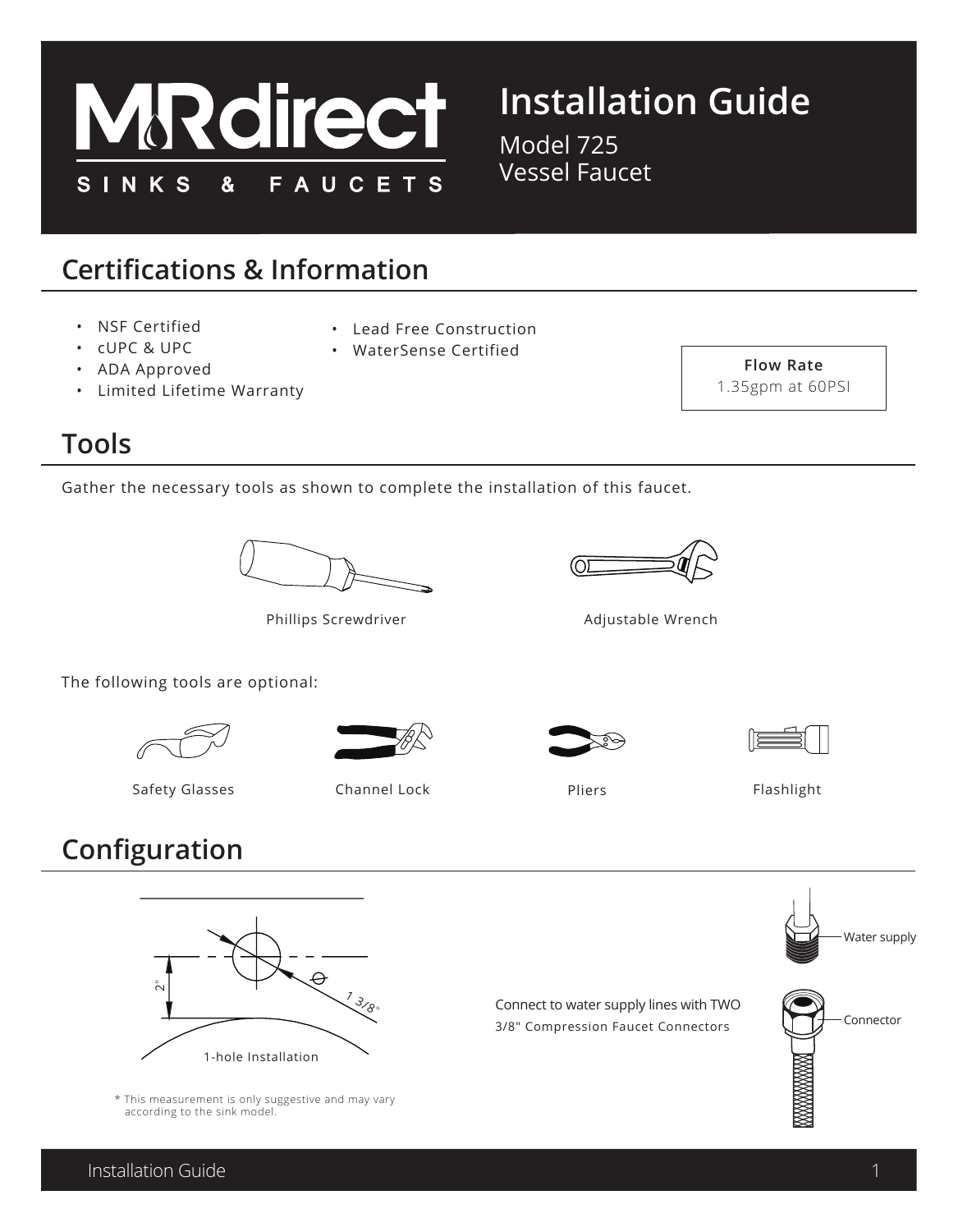# MRdirect

SINKS & FAUCETS

# Installation Guide

Model 725
Vessel Faucet

## Certifications & Information

- NSF Certified
- cUPC & UPC
- ADA Approved
- Limited Lifetime Warranty
- Lead Free Construction
- WaterSense Certified

**Flow Rate**
1.35gpm at 60PSI

## Tools

Gather the necessary tools as shown to complete the installation of this faucet.

Phillips Screwdriver

Adjustable Wrench

The following tools are optional:

Safety Glasses

Channel Lock

Pliers

Flashlight

## Configuration

2"

⌀ 1 3/8"

1-hole Installation

\* This measurement is only suggestive and may vary according to the sink model.

Connect to water supply lines with TWO 3/8" Compression Faucet Connectors

Water supply

Connector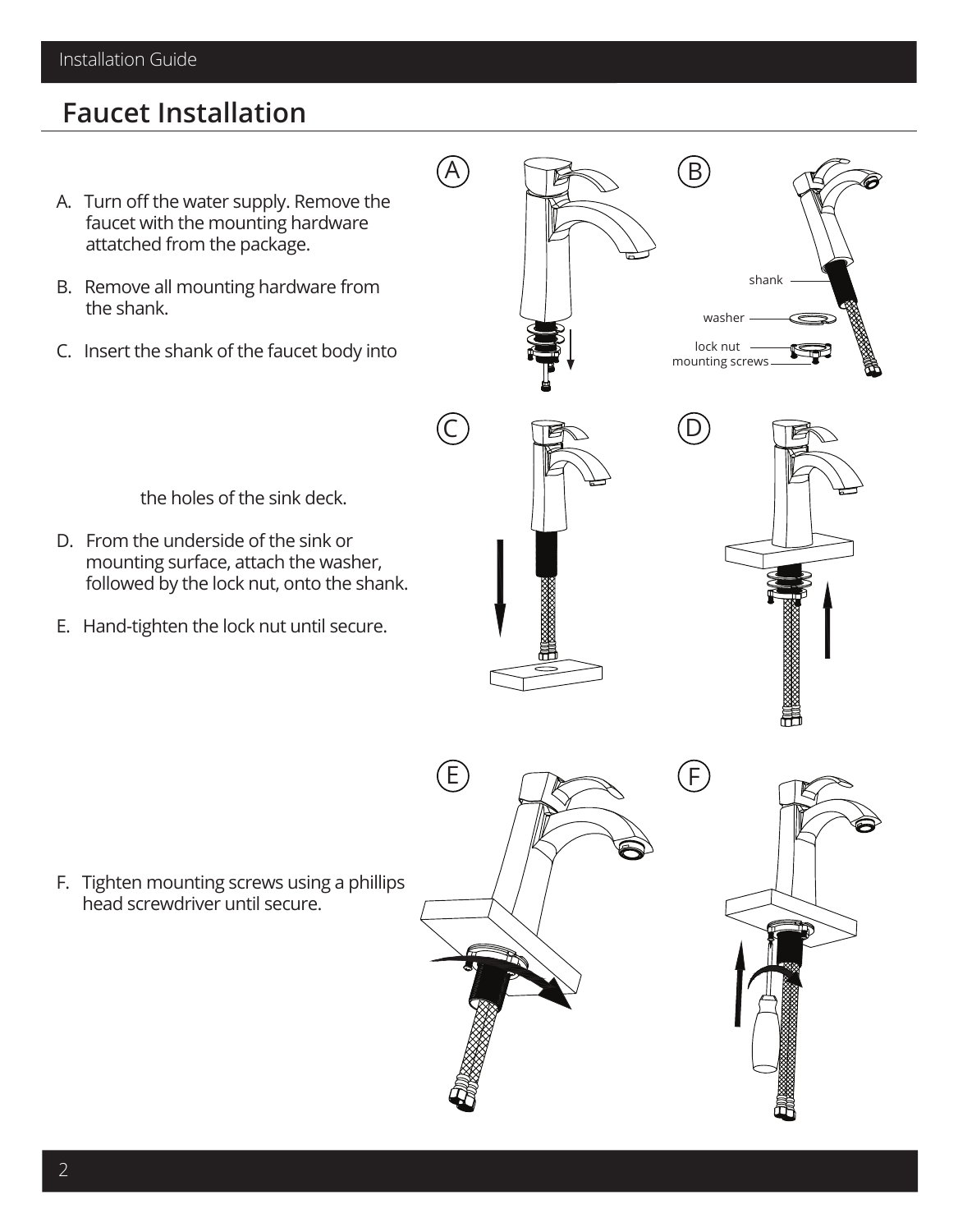## Faucet Installation

A. Turn off the water supply. Remove the faucet with the mounting hardware attatched from the package.

B. Remove all mounting hardware from the shank.

C. Insert the shank of the faucet body into the holes of the sink deck.

D. From the underside of the sink or mounting surface, attach the washer, followed by the lock nut, onto the shank.

E. Hand-tighten the lock nut until secure.

F. Tighten mounting screws using a phillips head screwdriver until secure.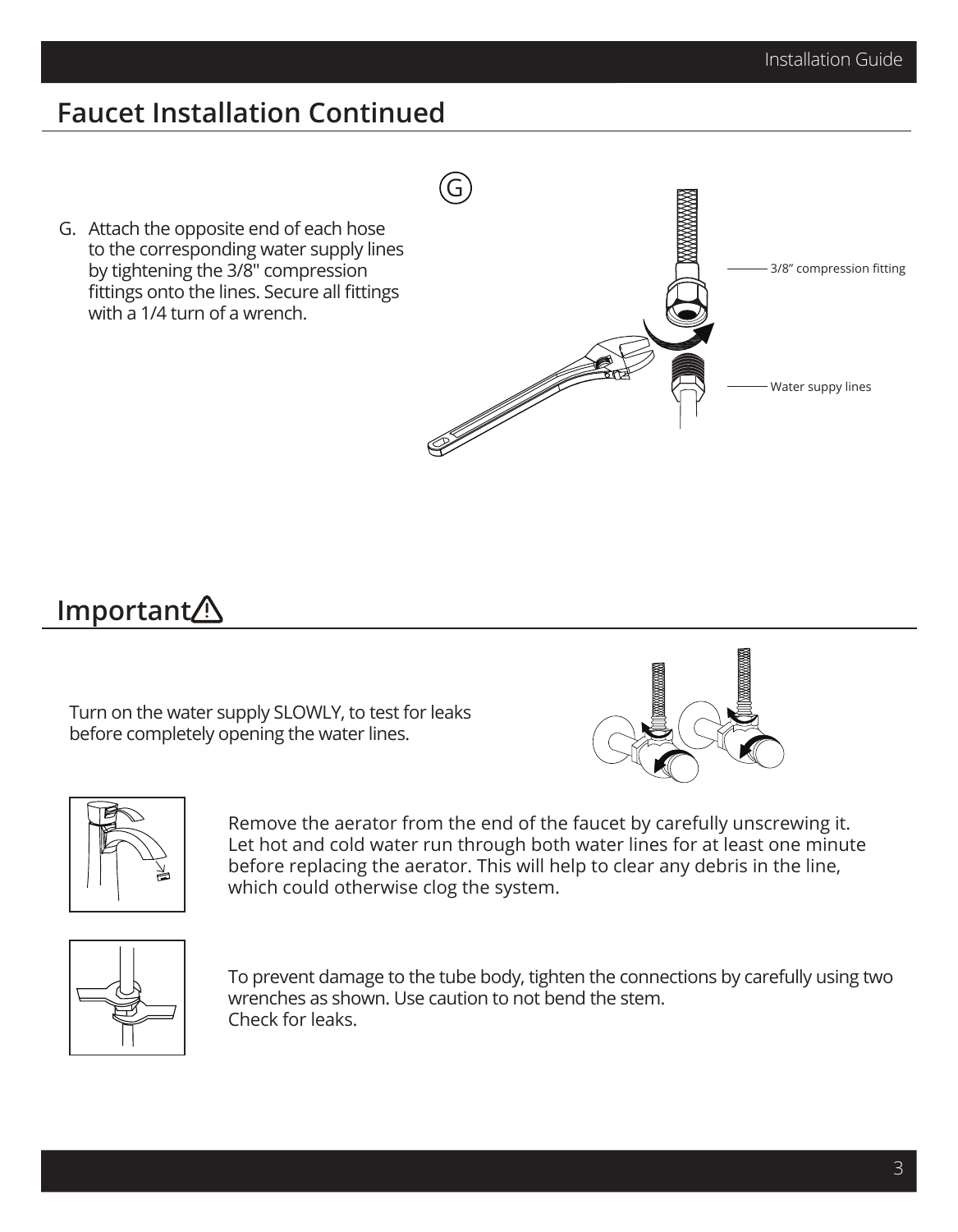## Faucet Installation Continued

G. Attach the opposite end of each hose to the corresponding water supply lines by tightening the 3/8" compression fittings onto the lines. Secure all fittings with a 1/4 turn of a wrench.

3/8" compression fitting

Water suppy lines

## Important ⚠

Turn on the water supply SLOWLY, to test for leaks before completely opening the water lines.

Remove the aerator from the end of the faucet by carefully unscrewing it. Let hot and cold water run through both water lines for at least one minute before replacing the aerator. This will help to clear any debris in the line, which could otherwise clog the system.

To prevent damage to the tube body, tighten the connections by carefully using two wrenches as shown. Use caution to not bend the stem.
Check for leaks.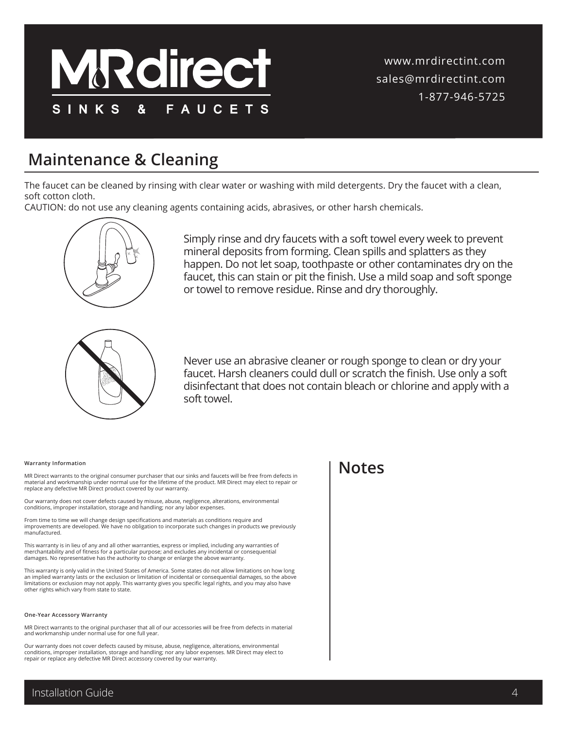# MRdirect

SINKS & FAUCETS

www.mrdirectint.com
sales@mrdirectint.com
1-877-946-5725

## Maintenance & Cleaning

The faucet can be cleaned by rinsing with clear water or washing with mild detergents. Dry the faucet with a clean, soft cotton cloth.
CAUTION: do not use any cleaning agents containing acids, abrasives, or other harsh chemicals.

Simply rinse and dry faucets with a soft towel every week to prevent mineral deposits from forming. Clean spills and splatters as they happen. Do not let soap, toothpaste or other contaminates dry on the faucet, this can stain or pit the finish. Use a mild soap and soft sponge or towel to remove residue. Rinse and dry thoroughly.

Never use an abrasive cleaner or rough sponge to clean or dry your faucet. Harsh cleaners could dull or scratch the finish. Use only a soft disinfectant that does not contain bleach or chlorine and apply with a soft towel.

#### Warranty Information

MR Direct warrants to the original consumer purchaser that our sinks and faucets will be free from defects in material and workmanship under normal use for the lifetime of the product. MR Direct may elect to repair or replace any defective MR Direct product covered by our warranty.

Our warranty does not cover defects caused by misuse, abuse, negligence, alterations, environmental conditions, improper installation, storage and handling; nor any labor expenses.

From time to time we will change design specifications and materials as conditions require and improvements are developed. We have no obligation to incorporate such changes in products we previously manufactured.

This warranty is in lieu of any and all other warranties, express or implied, including any warranties of merchantability and of fitness for a particular purpose; and excludes any incidental or consequential damages. No representative has the authority to change or enlarge the above warranty.

This warranty is only valid in the United States of America. Some states do not allow limitations on how long an implied warranty lasts or the exclusion or limitation of incidental or consequential damages, so the above limitations or exclusion may not apply. This warranty gives you specific legal rights, and you may also have other rights which vary from state to state.

#### One-Year Accessory Warranty

MR Direct warrants to the original purchaser that all of our accessories will be free from defects in material and workmanship under normal use for one full year.

Our warranty does not cover defects caused by misuse, abuse, negligence, alterations, environmental conditions, improper installation, storage and handling; nor any labor expenses. MR Direct may elect to repair or replace any defective MR Direct accessory covered by our warranty.

## Notes